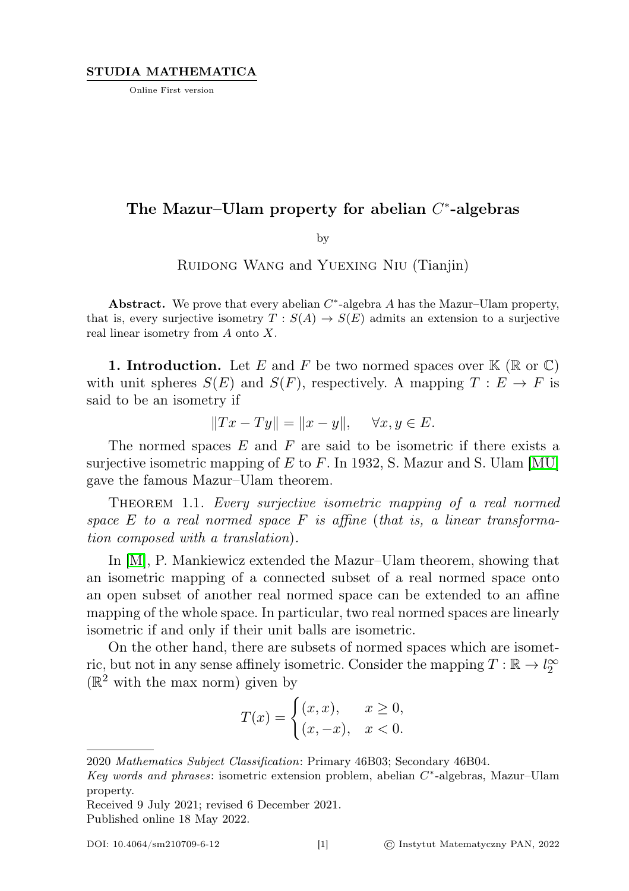STUDIA MATHEMATICA

Online First version

# The Mazur–Ulam property for abelian $C^*$-algebras

by

Ruidong Wang and Yuexing Niu (Tianjin)

**Abstract.** We prove that every abelian $C^*$-algebra $A$ has the Mazur–Ulam property, that is, every surjective isometry $T : S(A) \to S(E)$ admits an extension to a surjective real linear isometry from $A$ onto $X$.

**1. Introduction.** Let $E$ and $F$ be two normed spaces over $\mathbb{K}$ ($\mathbb{R}$ or $\mathbb{C}$) with unit spheres $S(E)$ and $S(F)$, respectively. A mapping $T : E \to F$ is said to be an isometry if

$$\|Tx - Ty\| = \|x - y\|, \quad \forall x, y \in E.$$

The normed spaces $E$ and $F$ are said to be isometric if there exists a surjective isometric mapping of $E$ to $F$. In 1932, S. Mazur and S. Ulam [MU] gave the famous Mazur–Ulam theorem.

Theorem 1.1. *Every surjective isometric mapping of a real normed space $E$ to a real normed space $F$ is affine* (*that is, a linear transformation composed with a translation*).

In [M], P. Mankiewicz extended the Mazur–Ulam theorem, showing that an isometric mapping of a connected subset of a real normed space onto an open subset of another real normed space can be extended to an affine mapping of the whole space. In particular, two real normed spaces are linearly isometric if and only if their unit balls are isometric.

On the other hand, there are subsets of normed spaces which are isometric, but not in any sense affinely isometric. Consider the mapping $T : \mathbb{R} \to l_2^\infty$ ($\mathbb{R}^2$ with the max norm) given by

$$T(x) = \begin{cases} (x, x), & x \geq 0, \\ (x, -x), & x < 0. \end{cases}$$

2020 *Mathematics Subject Classification*: Primary 46B03; Secondary 46B04.

*Key words and phrases*: isometric extension problem, abelian $C^*$-algebras, Mazur–Ulam property.

Received 9 July 2021; revised 6 December 2021.

Published online 18 May 2022.

DOI: 10.4064/sm210709-6-12 © Instytut Matematyczny PAN, 2022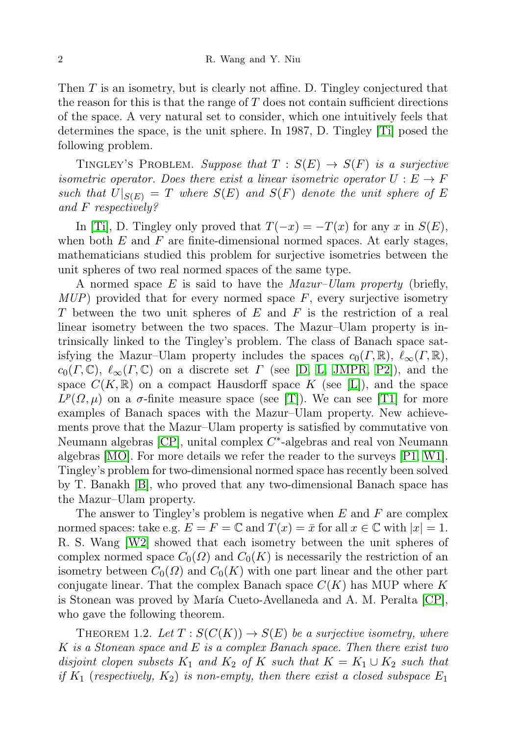Then $T$ is an isometry, but is clearly not affine. D. Tingley conjectured that the reason for this is that the range of $T$ does not contain sufficient directions of the space. A very natural set to consider, which one intuitively feels that determines the space, is the unit sphere. In 1987, D. Tingley [Ti] posed the following problem.

TINGLEY'S PROBLEM. *Suppose that $T : S(E) \to S(F)$ is a surjective isometric operator. Does there exist a linear isometric operator $U : E \to F$ such that $U|_{S(E)} = T$ where $S(E)$ and $S(F)$ denote the unit sphere of $E$ and $F$ respectively?*

In [Ti], D. Tingley only proved that $T(-x) = -T(x)$ for any $x$ in $S(E)$, when both $E$ and $F$ are finite-dimensional normed spaces. At early stages, mathematicians studied this problem for surjective isometries between the unit spheres of two real normed spaces of the same type.

A normed space $E$ is said to have the *Mazur–Ulam property* (briefly, *MUP*) provided that for every normed space $F$, every surjective isometry $T$ between the two unit spheres of $E$ and $F$ is the restriction of a real linear isometry between the two spaces. The Mazur–Ulam property is intrinsically linked to the Tingley's problem. The class of Banach space satisfying the Mazur–Ulam property includes the spaces $c_0(\Gamma, \mathbb{R})$, $\ell_\infty(\Gamma, \mathbb{R})$, $c_0(\Gamma, \mathbb{C})$, $\ell_\infty(\Gamma, \mathbb{C})$ on a discrete set $\Gamma$ (see [D, L, JMPR, P2]), and the space $C(K, \mathbb{R})$ on a compact Hausdorff space $K$ (see [L]), and the space $L^p(\Omega, \mu)$ on a $\sigma$-finite measure space (see [T]). We can see [T1] for more examples of Banach spaces with the Mazur–Ulam property. New achievements prove that the Mazur–Ulam property is satisfied by commutative von Neumann algebras [CP], unital complex $C^*$-algebras and real von Neumann algebras [MO]. For more details we refer the reader to the surveys [P1, W1]. Tingley's problem for two-dimensional normed space has recently been solved by T. Banakh [B], who proved that any two-dimensional Banach space has the Mazur–Ulam property.

The answer to Tingley's problem is negative when $E$ and $F$ are complex normed spaces: take e.g. $E = F = \mathbb{C}$ and $T(x) = \bar{x}$ for all $x \in \mathbb{C}$ with $|x| = 1$. R. S. Wang [W2] showed that each isometry between the unit spheres of complex normed space $C_0(\Omega)$ and $C_0(K)$ is necessarily the restriction of an isometry between $C_0(\Omega)$ and $C_0(K)$ with one part linear and the other part conjugate linear. That the complex Banach space $C(K)$ has MUP where $K$ is Stonean was proved by María Cueto-Avellaneda and A. M. Peralta [CP], who gave the following theorem.

THEOREM 1.2. *Let $T : S(C(K)) \to S(E)$ be a surjective isometry, where $K$ is a Stonean space and $E$ is a complex Banach space. Then there exist two disjoint clopen subsets $K_1$ and $K_2$ of $K$ such that $K = K_1 \cup K_2$ such that if $K_1$ (respectively, $K_2$) is non-empty, then there exist a closed subspace $E_1$*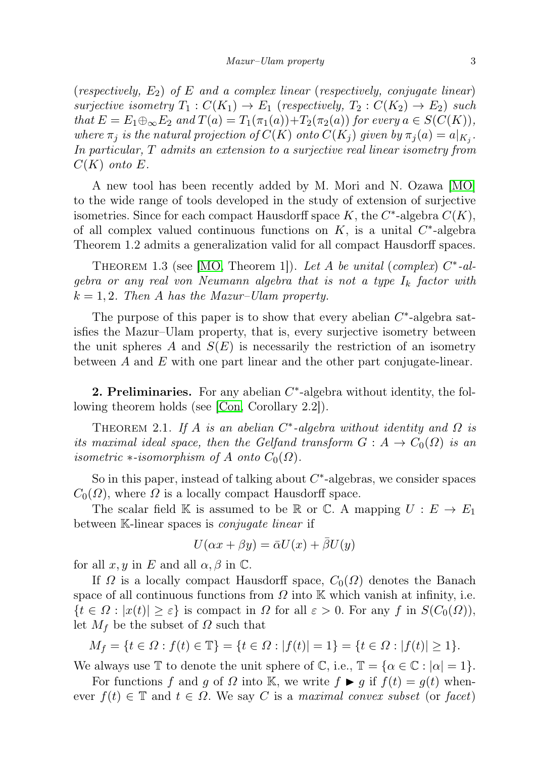(*respectively,* $E_2$) *of* $E$ *and a complex linear* (*respectively, conjugate linear*) *surjective isometry* $T_1 : C(K_1) \to E_1$ (*respectively,* $T_2 : C(K_2) \to E_2$) *such that* $E = E_1 \oplus_\infty E_2$ *and* $T(a) = T_1(\pi_1(a)) + T_2(\pi_2(a))$ *for every* $a \in S(C(K))$, *where* $\pi_j$ *is the natural projection of* $C(K)$ *onto* $C(K_j)$ *given by* $\pi_j(a) = a|_{K_j}$. *In particular,* $T$ *admits an extension to a surjective real linear isometry from* $C(K)$ *onto* $E$.

A new tool has been recently added by M. Mori and N. Ozawa [MO] to the wide range of tools developed in the study of extension of surjective isometries. Since for each compact Hausdorff space $K$, the $C^*$-algebra $C(K)$, of all complex valued continuous functions on $K$, is a unital $C^*$-algebra Theorem 1.2 admits a generalization valid for all compact Hausdorff spaces.

Theorem 1.3 (see [MO, Theorem 1]). *Let* $A$ *be unital* (*complex*) $C^*$*-algebra or any real von Neumann algebra that is not a type* $I_k$ *factor with* $k = 1, 2$. *Then* $A$ *has the Mazur–Ulam property.*

The purpose of this paper is to show that every abelian $C^*$-algebra satisfies the Mazur–Ulam property, that is, every surjective isometry between the unit spheres $A$ and $S(E)$ is necessarily the restriction of an isometry between $A$ and $E$ with one part linear and the other part conjugate-linear.

**2. Preliminaries.** For any abelian $C^*$-algebra without identity, the following theorem holds (see [Con, Corollary 2.2]).

Theorem 2.1. *If* $A$ *is an abelian* $C^*$*-algebra without identity and* $\Omega$ *is its maximal ideal space, then the Gelfand transform* $G : A \to C_0(\Omega)$ *is an isometric* $*$*-isomorphism of* $A$ *onto* $C_0(\Omega)$.

So in this paper, instead of talking about $C^*$-algebras, we consider spaces $C_0(\Omega)$, where $\Omega$ is a locally compact Hausdorff space.

The scalar field $\mathbb{K}$ is assumed to be $\mathbb{R}$ or $\mathbb{C}$. A mapping $U : E \to E_1$ between $\mathbb{K}$-linear spaces is *conjugate linear* if

$$U(\alpha x + \beta y) = \bar{\alpha} U(x) + \bar{\beta} U(y)$$

for all $x, y$ in $E$ and all $\alpha, \beta$ in $\mathbb{C}$.

If $\Omega$ is a locally compact Hausdorff space, $C_0(\Omega)$ denotes the Banach space of all continuous functions from $\Omega$ into $\mathbb{K}$ which vanish at infinity, i.e. $\{t \in \Omega : |x(t)| \geq \varepsilon\}$ is compact in $\Omega$ for all $\varepsilon > 0$. For any $f$ in $S(C_0(\Omega))$, let $M_f$ be the subset of $\Omega$ such that

$$M_f = \{t \in \Omega : f(t) \in \mathbb{T}\} = \{t \in \Omega : |f(t)| = 1\} = \{t \in \Omega : |f(t)| \geq 1\}.$$

We always use $\mathbb{T}$ to denote the unit sphere of $\mathbb{C}$, i.e., $\mathbb{T} = \{\alpha \in \mathbb{C} : |\alpha| = 1\}$.

For functions $f$ and $g$ of $\Omega$ into $\mathbb{K}$, we write $f \blacktriangleright g$ if $f(t) = g(t)$ whenever $f(t) \in \mathbb{T}$ and $t \in \Omega$. We say $C$ is a *maximal convex subset* (or *facet*)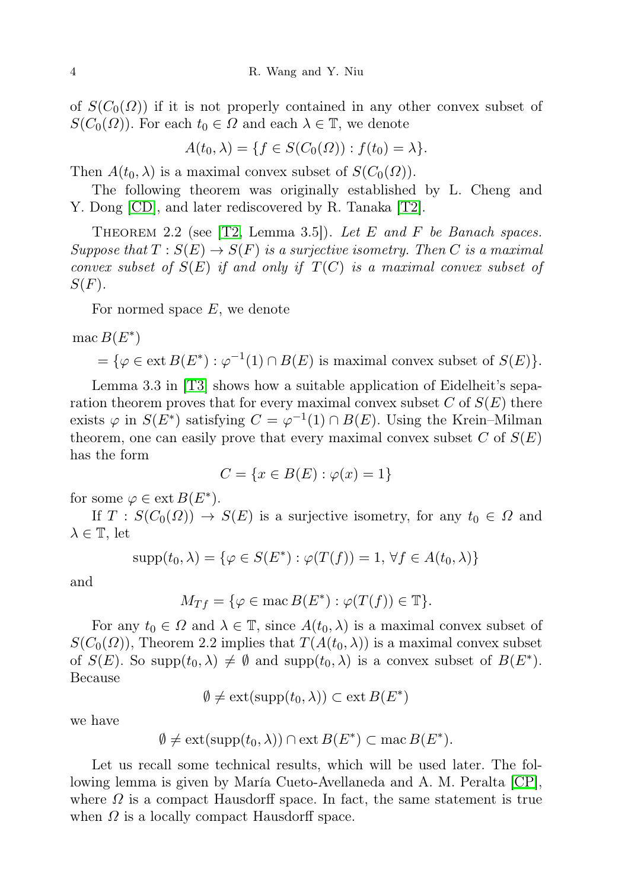of $S(C_0(\Omega))$ if it is not properly contained in any other convex subset of $S(C_0(\Omega))$. For each $t_0 \in \Omega$ and each $\lambda \in \mathbb{T}$, we denote

$$A(t_0, \lambda) = \{f \in S(C_0(\Omega)) : f(t_0) = \lambda\}.$$

Then $A(t_0, \lambda)$ is a maximal convex subset of $S(C_0(\Omega))$.

The following theorem was originally established by L. Cheng and Y. Dong [CD], and later rediscovered by R. Tanaka [T2].

Theorem 2.2 (see [T2, Lemma 3.5]). *Let $E$ and $F$ be Banach spaces. Suppose that $T : S(E) \to S(F)$ is a surjective isometry. Then $C$ is a maximal convex subset of $S(E)$ if and only if $T(C)$ is a maximal convex subset of $S(F)$.*

For normed space $E$, we denote

$$\begin{aligned}&\operatorname{mac} B(E^*)\\ &\quad = \{\varphi \in \operatorname{ext} B(E^*) : \varphi^{-1}(1) \cap B(E) \text{ is maximal convex subset of } S(E)\}.\end{aligned}$$

Lemma 3.3 in [T3] shows how a suitable application of Eidelheit's separation theorem proves that for every maximal convex subset $C$ of $S(E)$ there exists $\varphi$ in $S(E^*)$ satisfying $C = \varphi^{-1}(1) \cap B(E)$. Using the Krein–Milman theorem, one can easily prove that every maximal convex subset $C$ of $S(E)$ has the form

$$C = \{x \in B(E) : \varphi(x) = 1\}$$

for some $\varphi \in \operatorname{ext} B(E^*)$.

If $T : S(C_0(\Omega)) \to S(E)$ is a surjective isometry, for any $t_0 \in \Omega$ and $\lambda \in \mathbb{T}$, let

$$\operatorname{supp}(t_0, \lambda) = \{\varphi \in S(E^*) : \varphi(T(f)) = 1,\ \forall f \in A(t_0, \lambda)\}$$

and

$$M_{Tf} = \{\varphi \in \operatorname{mac} B(E^*) : \varphi(T(f)) \in \mathbb{T}\}.$$

For any $t_0 \in \Omega$ and $\lambda \in \mathbb{T}$, since $A(t_0, \lambda)$ is a maximal convex subset of $S(C_0(\Omega))$, Theorem 2.2 implies that $T(A(t_0, \lambda))$ is a maximal convex subset of $S(E)$. So $\operatorname{supp}(t_0, \lambda) \neq \emptyset$ and $\operatorname{supp}(t_0, \lambda)$ is a convex subset of $B(E^*)$. Because

$$\emptyset \neq \operatorname{ext}(\operatorname{supp}(t_0, \lambda)) \subset \operatorname{ext} B(E^*)$$

we have

$$\emptyset \neq \operatorname{ext}(\operatorname{supp}(t_0, \lambda)) \cap \operatorname{ext} B(E^*) \subset \operatorname{mac} B(E^*).$$

Let us recall some technical results, which will be used later. The following lemma is given by María Cueto-Avellaneda and A. M. Peralta [CP], where $\Omega$ is a compact Hausdorff space. In fact, the same statement is true when $\Omega$ is a locally compact Hausdorff space.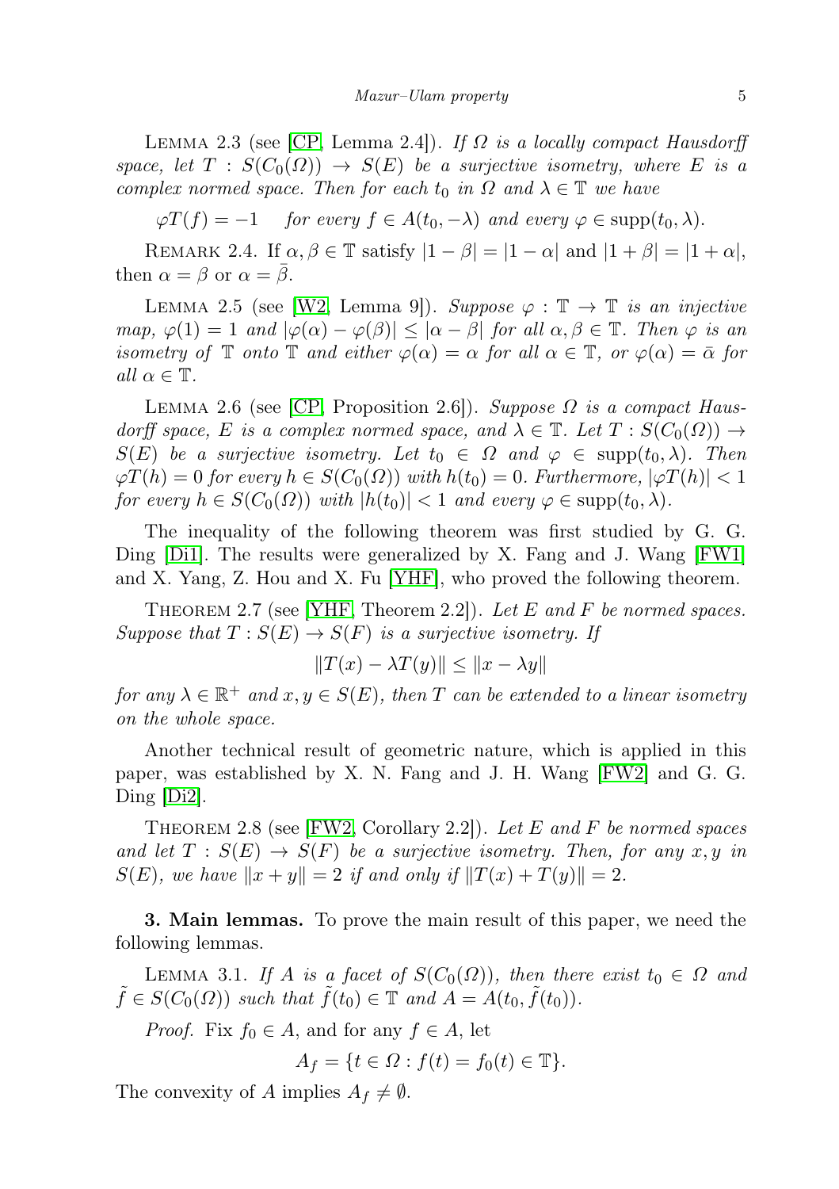Lemma 2.3 (see [CP, Lemma 2.4]). *If $\Omega$ is a locally compact Hausdorff space, let $T : S(C_0(\Omega)) \to S(E)$ be a surjective isometry, where $E$ is a complex normed space. Then for each $t_0$ in $\Omega$ and $\lambda \in \mathbb{T}$ we have*

$$\varphi T(f) = -1 \quad \text{for every } f \in A(t_0, -\lambda) \text{ and every } \varphi \in \operatorname{supp}(t_0, \lambda).$$

Remark 2.4. If $\alpha, \beta \in \mathbb{T}$ satisfy $|1 - \beta| = |1 - \alpha|$ and $|1 + \beta| = |1 + \alpha|$, then $\alpha = \beta$ or $\alpha = \bar{\beta}$.

Lemma 2.5 (see [W2, Lemma 9]). *Suppose $\varphi : \mathbb{T} \to \mathbb{T}$ is an injective map, $\varphi(1) = 1$ and $|\varphi(\alpha) - \varphi(\beta)| \le |\alpha - \beta|$ for all $\alpha, \beta \in \mathbb{T}$. Then $\varphi$ is an isometry of $\mathbb{T}$ onto $\mathbb{T}$ and either $\varphi(\alpha) = \alpha$ for all $\alpha \in \mathbb{T}$, or $\varphi(\alpha) = \bar{\alpha}$ for all $\alpha \in \mathbb{T}$.*

Lemma 2.6 (see [CP, Proposition 2.6]). *Suppose $\Omega$ is a compact Hausdorff space, $E$ is a complex normed space, and $\lambda \in \mathbb{T}$. Let $T : S(C_0(\Omega)) \to S(E)$ be a surjective isometry. Let $t_0 \in \Omega$ and $\varphi \in \operatorname{supp}(t_0, \lambda)$. Then $\varphi T(h) = 0$ for every $h \in S(C_0(\Omega))$ with $h(t_0) = 0$. Furthermore, $|\varphi T(h)| < 1$ for every $h \in S(C_0(\Omega))$ with $|h(t_0)| < 1$ and every $\varphi \in \operatorname{supp}(t_0, \lambda)$.*

The inequality of the following theorem was first studied by G. G. Ding [Di1]. The results were generalized by X. Fang and J. Wang [FW1] and X. Yang, Z. Hou and X. Fu [YHF], who proved the following theorem.

Theorem 2.7 (see [YHF, Theorem 2.2]). *Let $E$ and $F$ be normed spaces. Suppose that $T : S(E) \to S(F)$ is a surjective isometry. If*

$$\|T(x) - \lambda T(y)\| \le \|x - \lambda y\|$$

*for any $\lambda \in \mathbb{R}^+$ and $x, y \in S(E)$, then $T$ can be extended to a linear isometry on the whole space.*

Another technical result of geometric nature, which is applied in this paper, was established by X. N. Fang and J. H. Wang [FW2] and G. G. Ding [Di2].

Theorem 2.8 (see [FW2, Corollary 2.2]). *Let $E$ and $F$ be normed spaces and let $T : S(E) \to S(F)$ be a surjective isometry. Then, for any $x, y$ in $S(E)$, we have $\|x + y\| = 2$ if and only if $\|T(x) + T(y)\| = 2$.*

**3. Main lemmas.** To prove the main result of this paper, we need the following lemmas.

Lemma 3.1. *If $A$ is a facet of $S(C_0(\Omega))$, then there exist $t_0 \in \Omega$ and $\tilde{f} \in S(C_0(\Omega))$ such that $\tilde{f}(t_0) \in \mathbb{T}$ and $A = A(t_0, \tilde{f}(t_0))$.*

*Proof.* Fix $f_0 \in A$, and for any $f \in A$, let

$$A_f = \{t \in \Omega : f(t) = f_0(t) \in \mathbb{T}\}.$$

The convexity of $A$ implies $A_f \neq \emptyset$.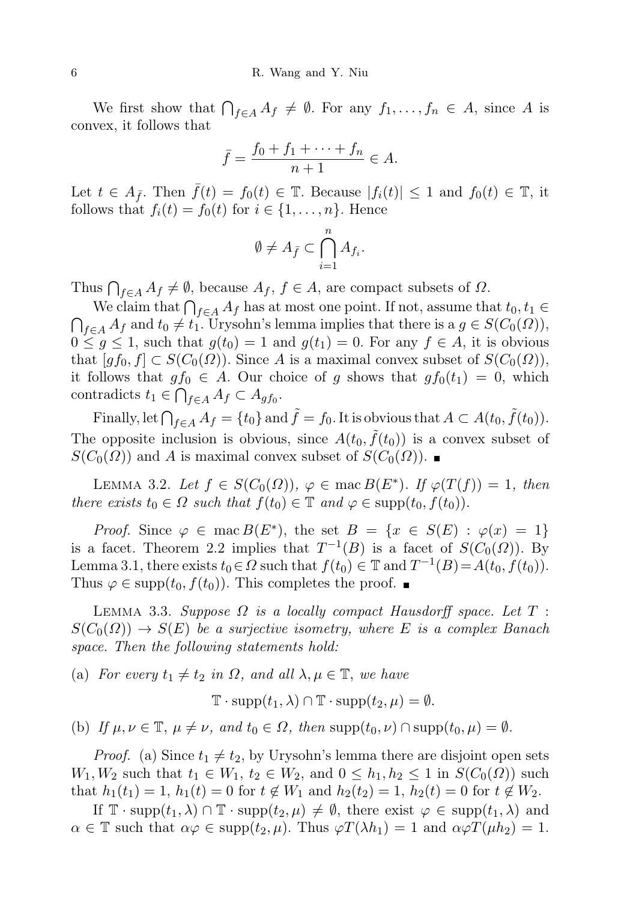We first show that $\bigcap_{f\in A} A_f \neq \emptyset$. For any $f_1,\dots,f_n \in A$, since $A$ is convex, it follows that

$$\bar{f} = \frac{f_0 + f_1 + \cdots + f_n}{n+1} \in A.$$

Let $t \in A_{\bar{f}}$. Then $\bar{f}(t) = f_0(t) \in \mathbb{T}$. Because $|f_i(t)| \le 1$ and $f_0(t) \in \mathbb{T}$, it follows that $f_i(t) = f_0(t)$ for $i \in \{1,\dots,n\}$. Hence

$$\emptyset \neq A_{\bar{f}} \subset \bigcap_{i=1}^{n} A_{f_i}.$$

Thus $\bigcap_{f\in A} A_f \neq \emptyset$, because $A_f$, $f \in A$, are compact subsets of $\Omega$.

We claim that $\bigcap_{f\in A} A_f$ has at most one point. If not, assume that $t_0, t_1 \in \bigcap_{f\in A} A_f$ and $t_0 \neq t_1$. Urysohn's lemma implies that there is a $g \in S(C_0(\Omega))$, $0 \le g \le 1$, such that $g(t_0) = 1$ and $g(t_1) = 0$. For any $f \in A$, it is obvious that $[gf_0, f] \subset S(C_0(\Omega))$. Since $A$ is a maximal convex subset of $S(C_0(\Omega))$, it follows that $gf_0 \in A$. Our choice of $g$ shows that $gf_0(t_1) = 0$, which contradicts $t_1 \in \bigcap_{f\in A} A_f \subset A_{gf_0}$.

Finally, let $\bigcap_{f\in A} A_f = \{t_0\}$ and $\tilde{f} = f_0$. It is obvious that $A \subset A(t_0, \tilde{f}(t_0))$. The opposite inclusion is obvious, since $A(t_0, \tilde{f}(t_0))$ is a convex subset of $S(C_0(\Omega))$ and $A$ is maximal convex subset of $S(C_0(\Omega))$. ∎

Lemma 3.2. *Let $f \in S(C_0(\Omega))$, $\varphi \in \operatorname{mac} B(E^*)$. If $\varphi(T(f)) = 1$, then there exists $t_0 \in \Omega$ such that $f(t_0) \in \mathbb{T}$ and $\varphi \in \operatorname{supp}(t_0, f(t_0))$.*

*Proof.* Since $\varphi \in \operatorname{mac} B(E^*)$, the set $B = \{x \in S(E) : \varphi(x) = 1\}$ is a facet. Theorem 2.2 implies that $T^{-1}(B)$ is a facet of $S(C_0(\Omega))$. By Lemma 3.1, there exists $t_0 \in \Omega$ such that $f(t_0) \in \mathbb{T}$ and $T^{-1}(B) = A(t_0, f(t_0))$. Thus $\varphi \in \operatorname{supp}(t_0, f(t_0))$. This completes the proof. ∎

Lemma 3.3. *Suppose $\Omega$ is a locally compact Hausdorff space. Let $T : S(C_0(\Omega)) \to S(E)$ be a surjective isometry, where $E$ is a complex Banach space. Then the following statements hold:*

(a) *For every $t_1 \neq t_2$ in $\Omega$, and all $\lambda, \mu \in \mathbb{T}$, we have*

$$\mathbb{T}\cdot \operatorname{supp}(t_1,\lambda) \cap \mathbb{T}\cdot \operatorname{supp}(t_2,\mu) = \emptyset.$$

(b) *If $\mu, \nu \in \mathbb{T}$, $\mu \neq \nu$, and $t_0 \in \Omega$, then $\operatorname{supp}(t_0,\nu) \cap \operatorname{supp}(t_0,\mu) = \emptyset$.*

*Proof.* (a) Since $t_1 \neq t_2$, by Urysohn's lemma there are disjoint open sets $W_1, W_2$ such that $t_1 \in W_1$, $t_2 \in W_2$, and $0 \le h_1, h_2 \le 1$ in $S(C_0(\Omega))$ such that $h_1(t_1) = 1$, $h_1(t) = 0$ for $t \notin W_1$ and $h_2(t_2) = 1$, $h_2(t) = 0$ for $t \notin W_2$.

If $\mathbb{T}\cdot \operatorname{supp}(t_1,\lambda) \cap \mathbb{T}\cdot \operatorname{supp}(t_2,\mu) \neq \emptyset$, there exist $\varphi \in \operatorname{supp}(t_1,\lambda)$ and $\alpha \in \mathbb{T}$ such that $\alpha\varphi \in \operatorname{supp}(t_2,\mu)$. Thus $\varphi T(\lambda h_1) = 1$ and $\alpha\varphi T(\mu h_2) = 1$.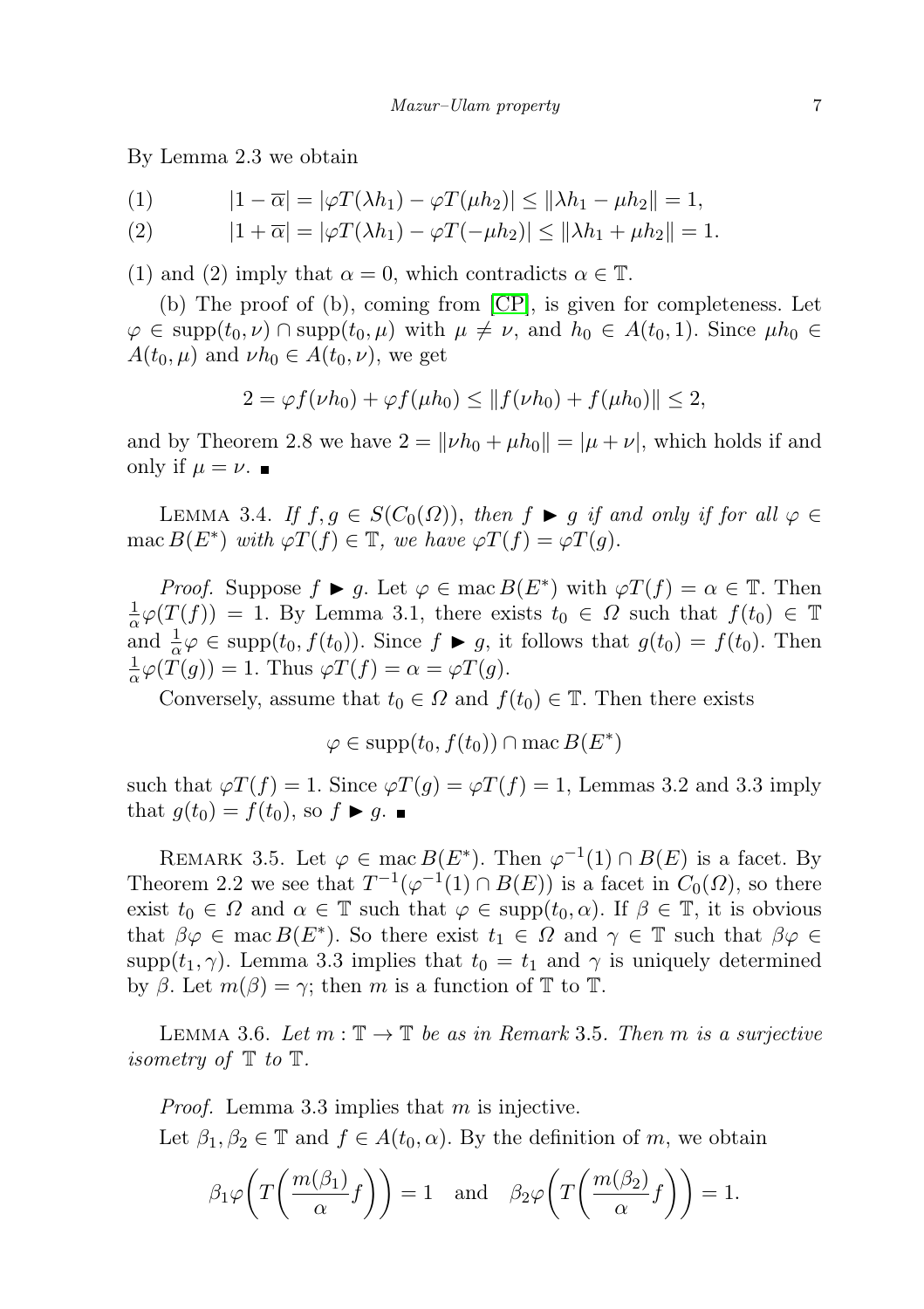By Lemma 2.3 we obtain

$$(1) \qquad |1-\overline{\alpha}| = |\varphi T(\lambda h_1) - \varphi T(\mu h_2)| \le \|\lambda h_1 - \mu h_2\| = 1,$$

$$(2) \qquad |1+\overline{\alpha}| = |\varphi T(\lambda h_1) - \varphi T(-\mu h_2)| \le \|\lambda h_1 + \mu h_2\| = 1.$$

(1) and (2) imply that $\alpha = 0$, which contradicts $\alpha \in \mathbb{T}$.

(b) The proof of (b), coming from [CP], is given for completeness. Let $\varphi \in \operatorname{supp}(t_0, \nu) \cap \operatorname{supp}(t_0, \mu)$ with $\mu \neq \nu$, and $h_0 \in A(t_0, 1)$. Since $\mu h_0 \in A(t_0, \mu)$ and $\nu h_0 \in A(t_0, \nu)$, we get

$$2 = \varphi f(\nu h_0) + \varphi f(\mu h_0) \le \|f(\nu h_0) + f(\mu h_0)\| \le 2,$$

and by Theorem 2.8 we have $2 = \|\nu h_0 + \mu h_0\| = |\mu + \nu|$, which holds if and only if $\mu = \nu$. ∎

LEMMA 3.4. *If $f, g \in S(C_0(\Omega))$, then $f \blacktriangleright g$ if and only if for all $\varphi \in \operatorname{mac} B(E^*)$ with $\varphi T(f) \in \mathbb{T}$, we have $\varphi T(f) = \varphi T(g)$.*

*Proof.* Suppose $f \blacktriangleright g$. Let $\varphi \in \operatorname{mac} B(E^*)$ with $\varphi T(f) = \alpha \in \mathbb{T}$. Then $\frac{1}{\alpha}\varphi(T(f)) = 1$. By Lemma 3.1, there exists $t_0 \in \Omega$ such that $f(t_0) \in \mathbb{T}$ and $\frac{1}{\alpha}\varphi \in \operatorname{supp}(t_0, f(t_0))$. Since $f \blacktriangleright g$, it follows that $g(t_0) = f(t_0)$. Then $\frac{1}{\alpha}\varphi(T(g)) = 1$. Thus $\varphi T(f) = \alpha = \varphi T(g)$.

Conversely, assume that $t_0 \in \Omega$ and $f(t_0) \in \mathbb{T}$. Then there exists

$$\varphi \in \operatorname{supp}(t_0, f(t_0)) \cap \operatorname{mac} B(E^*)$$

such that $\varphi T(f) = 1$. Since $\varphi T(g) = \varphi T(f) = 1$, Lemmas 3.2 and 3.3 imply that $g(t_0) = f(t_0)$, so $f \blacktriangleright g$. ∎

REMARK 3.5. Let $\varphi \in \operatorname{mac} B(E^*)$. Then $\varphi^{-1}(1) \cap B(E)$ is a facet. By Theorem 2.2 we see that $T^{-1}(\varphi^{-1}(1) \cap B(E))$ is a facet in $C_0(\Omega)$, so there exist $t_0 \in \Omega$ and $\alpha \in \mathbb{T}$ such that $\varphi \in \operatorname{supp}(t_0, \alpha)$. If $\beta \in \mathbb{T}$, it is obvious that $\beta\varphi \in \operatorname{mac} B(E^*)$. So there exist $t_1 \in \Omega$ and $\gamma \in \mathbb{T}$ such that $\beta\varphi \in \operatorname{supp}(t_1, \gamma)$. Lemma 3.3 implies that $t_0 = t_1$ and $\gamma$ is uniquely determined by $\beta$. Let $m(\beta) = \gamma$; then $m$ is a function of $\mathbb{T}$ to $\mathbb{T}$.

LEMMA 3.6. *Let $m : \mathbb{T} \to \mathbb{T}$ be as in Remark 3.5. Then $m$ is a surjective isometry of $\mathbb{T}$ to $\mathbb{T}$.*

*Proof.* Lemma 3.3 implies that $m$ is injective.

Let $\beta_1, \beta_2 \in \mathbb{T}$ and $f \in A(t_0, \alpha)$. By the definition of $m$, we obtain

$$\beta_1\varphi\left(T\left(\frac{m(\beta_1)}{\alpha}f\right)\right) = 1 \quad \text{and} \quad \beta_2\varphi\left(T\left(\frac{m(\beta_2)}{\alpha}f\right)\right) = 1.$$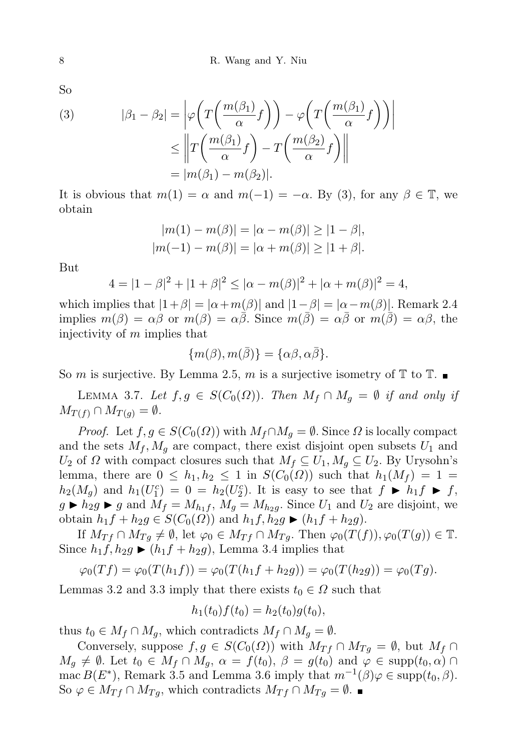So

$$
\begin{aligned}
(3) \qquad |\beta_1 - \beta_2| &= \left|\varphi\left(T\left(\frac{m(\beta_1)}{\alpha}f\right)\right) - \varphi\left(T\left(\frac{m(\beta_1)}{\alpha}f\right)\right)\right| \\
&\le \left\|T\left(\frac{m(\beta_1)}{\alpha}f\right) - T\left(\frac{m(\beta_2)}{\alpha}f\right)\right\| \\
&= |m(\beta_1) - m(\beta_2)|.
\end{aligned}
$$

It is obvious that $m(1) = \alpha$ and $m(-1) = -\alpha$. By (3), for any $\beta \in \mathbb{T}$, we obtain

$$
|m(1) - m(\beta)| = |\alpha - m(\beta)| \ge |1 - \beta|,
$$
$$
|m(-1) - m(\beta)| = |\alpha + m(\beta)| \ge |1 + \beta|.
$$

But

$$
4 = |1-\beta|^2 + |1+\beta|^2 \le |\alpha - m(\beta)|^2 + |\alpha + m(\beta)|^2 = 4,
$$

which implies that $|1+\beta| = |\alpha + m(\beta)|$ and $|1-\beta| = |\alpha - m(\beta)|$. Remark 2.4 implies $m(\beta) = \alpha\beta$ or $m(\beta) = \alpha\bar{\beta}$. Since $m(\bar{\beta}) = \alpha\bar{\beta}$ or $m(\bar{\beta}) = \alpha\beta$, the injectivity of $m$ implies that

$$
\{m(\beta), m(\bar{\beta})\} = \{\alpha\beta, \alpha\bar{\beta}\}.
$$

So $m$ is surjective. By Lemma 2.5, $m$ is a surjective isometry of $\mathbb{T}$ to $\mathbb{T}$. ∎

LEMMA 3.7. *Let $f, g \in S(C_0(\Omega))$. Then $M_f \cap M_g = \emptyset$ if and only if $M_{T(f)} \cap M_{T(g)} = \emptyset$.*

*Proof.* Let $f, g \in S(C_0(\Omega))$ with $M_f \cap M_g = \emptyset$. Since $\Omega$ is locally compact and the sets $M_f, M_g$ are compact, there exist disjoint open subsets $U_1$ and $U_2$ of $\Omega$ with compact closures such that $M_f \subseteq U_1, M_g \subseteq U_2$. By Urysohn's lemma, there are $0 \le h_1, h_2 \le 1$ in $S(C_0(\Omega))$ such that $h_1(M_f) = 1 = h_2(M_g)$ and $h_1(U_1^c) = 0 = h_2(U_2^c)$. It is easy to see that $f \blacktriangleright h_1 f \blacktriangleright f$, $g \blacktriangleright h_2 g \blacktriangleright g$ and $M_f = M_{h_1 f}$, $M_g = M_{h_2 g}$. Since $U_1$ and $U_2$ are disjoint, we obtain $h_1 f + h_2 g \in S(C_0(\Omega))$ and $h_1 f, h_2 g \blacktriangleright (h_1 f + h_2 g)$.

If $M_{Tf} \cap M_{Tg} \neq \emptyset$, let $\varphi_0 \in M_{Tf} \cap M_{Tg}$. Then $\varphi_0(T(f)), \varphi_0(T(g)) \in \mathbb{T}$. Since $h_1 f, h_2 g \blacktriangleright (h_1 f + h_2 g)$, Lemma 3.4 implies that

$$
\varphi_0(Tf) = \varphi_0(T(h_1 f)) = \varphi_0(T(h_1 f + h_2 g)) = \varphi_0(T(h_2 g)) = \varphi_0(Tg).
$$

Lemmas 3.2 and 3.3 imply that there exists $t_0 \in \Omega$ such that

$$
h_1(t_0) f(t_0) = h_2(t_0) g(t_0),
$$

thus $t_0 \in M_f \cap M_g$, which contradicts $M_f \cap M_g = \emptyset$.

Conversely, suppose $f, g \in S(C_0(\Omega))$ with $M_{Tf} \cap M_{Tg} = \emptyset$, but $M_f \cap M_g \neq \emptyset$. Let $t_0 \in M_f \cap M_g$, $\alpha = f(t_0)$, $\beta = g(t_0)$ and $\varphi \in \operatorname{supp}(t_0, \alpha) \cap \operatorname{mac} B(E^*)$, Remark 3.5 and Lemma 3.6 imply that $m^{-1}(\beta)\varphi \in \operatorname{supp}(t_0, \beta)$. So $\varphi \in M_{Tf} \cap M_{Tg}$, which contradicts $M_{Tf} \cap M_{Tg} = \emptyset$. ∎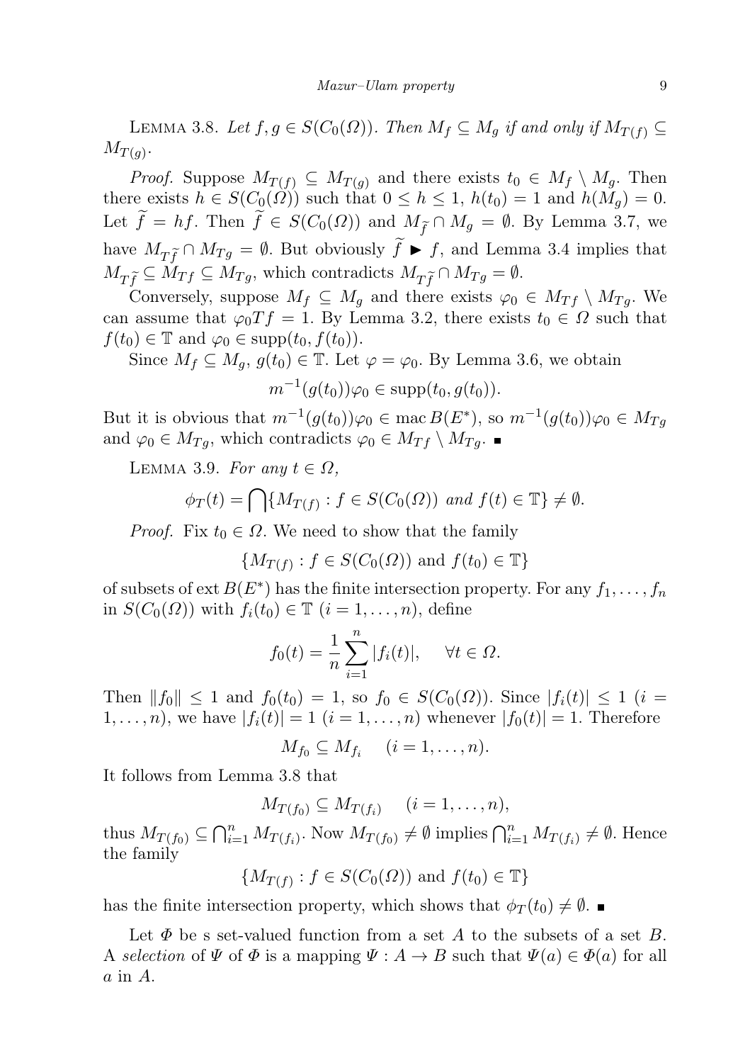Lemma 3.8. *Let $f, g \in S(C_0(\Omega))$. Then $M_f \subseteq M_g$ if and only if $M_{T(f)} \subseteq M_{T(g)}$.*

*Proof.* Suppose $M_{T(f)} \subseteq M_{T(g)}$ and there exists $t_0 \in M_f \setminus M_g$. Then there exists $h \in S(C_0(\Omega))$ such that $0 \le h \le 1$, $h(t_0) = 1$ and $h(M_g) = 0$. Let $\widetilde{f} = hf$. Then $\widetilde{f} \in S(C_0(\Omega))$ and $M_{\widetilde{f}} \cap M_g = \emptyset$. By Lemma 3.7, we have $M_{T\widetilde{f}} \cap M_{Tg} = \emptyset$. But obviously $\widetilde{f} \blacktriangleright f$, and Lemma 3.4 implies that $M_{T\widetilde{f}} \subseteq M_{Tf} \subseteq M_{Tg}$, which contradicts $M_{T\widetilde{f}} \cap M_{Tg} = \emptyset$.

Conversely, suppose $M_f \subseteq M_g$ and there exists $\varphi_0 \in M_{Tf} \setminus M_{Tg}$. We can assume that $\varphi_0 Tf = 1$. By Lemma 3.2, there exists $t_0 \in \Omega$ such that $f(t_0) \in \mathbb{T}$ and $\varphi_0 \in \operatorname{supp}(t_0, f(t_0))$.

Since $M_f \subseteq M_g$, $g(t_0) \in \mathbb{T}$. Let $\varphi = \varphi_0$. By Lemma 3.6, we obtain

$$m^{-1}(g(t_0))\varphi_0 \in \operatorname{supp}(t_0, g(t_0)).$$

But it is obvious that $m^{-1}(g(t_0))\varphi_0 \in \operatorname{mac} B(E^*)$, so $m^{-1}(g(t_0))\varphi_0 \in M_{Tg}$ and $\varphi_0 \in M_{Tg}$, which contradicts $\varphi_0 \in M_{Tf} \setminus M_{Tg}$. ∎

Lemma 3.9. *For any $t \in \Omega$,*

$$\phi_T(t) = \bigcap \{M_{T(f)} : f \in S(C_0(\Omega)) \text{ and } f(t) \in \mathbb{T}\} \neq \emptyset.$$

*Proof.* Fix $t_0 \in \Omega$. We need to show that the family

$$\{M_{T(f)} : f \in S(C_0(\Omega)) \text{ and } f(t_0) \in \mathbb{T}\}$$

of subsets of $\operatorname{ext} B(E^*)$ has the finite intersection property. For any $f_1, \dots, f_n$ in $S(C_0(\Omega))$ with $f_i(t_0) \in \mathbb{T}$ $(i = 1, \dots, n)$, define

$$f_0(t) = \frac{1}{n} \sum_{i=1}^{n} |f_i(t)|, \quad \forall t \in \Omega.$$

Then $\|f_0\| \le 1$ and $f_0(t_0) = 1$, so $f_0 \in S(C_0(\Omega))$. Since $|f_i(t)| \le 1$ $(i = 1, \dots, n)$, we have $|f_i(t)| = 1$ $(i = 1, \dots, n)$ whenever $|f_0(t)| = 1$. Therefore

$$M_{f_0} \subseteq M_{f_i} \quad (i = 1, \dots, n).$$

It follows from Lemma 3.8 that

$$M_{T(f_0)} \subseteq M_{T(f_i)} \quad (i = 1, \dots, n),$$

thus $M_{T(f_0)} \subseteq \bigcap_{i=1}^n M_{T(f_i)}$. Now $M_{T(f_0)} \neq \emptyset$ implies $\bigcap_{i=1}^n M_{T(f_i)} \neq \emptyset$. Hence the family

$$\{M_{T(f)} : f \in S(C_0(\Omega)) \text{ and } f(t_0) \in \mathbb{T}\}$$

has the finite intersection property, which shows that $\phi_T(t_0) \neq \emptyset$. ∎

Let $\Phi$ be s set-valued function from a set $A$ to the subsets of a set $B$. A *selection* of $\Psi$ of $\Phi$ is a mapping $\Psi : A \to B$ such that $\Psi(a) \in \Phi(a)$ for all $a$ in $A$.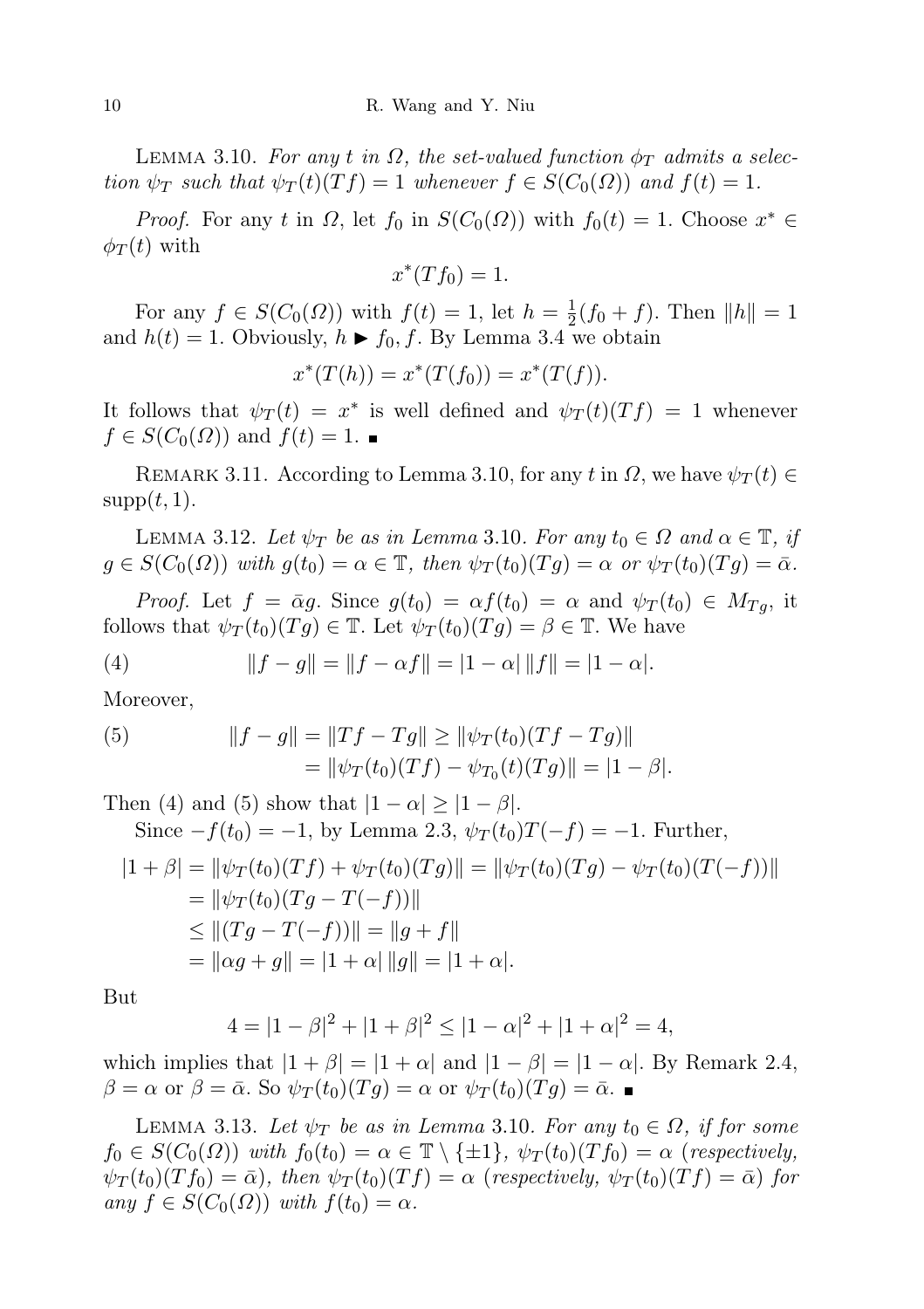LEMMA 3.10. *For any $t$ in $\Omega$, the set-valued function $\phi_T$ admits a selection $\psi_T$ such that $\psi_T(t)(Tf) = 1$ whenever $f \in S(C_0(\Omega))$ and $f(t) = 1$.*

*Proof.* For any $t$ in $\Omega$, let $f_0$ in $S(C_0(\Omega))$ with $f_0(t) = 1$. Choose $x^* \in \phi_T(t)$ with

$$x^*(Tf_0) = 1.$$

For any $f \in S(C_0(\Omega))$ with $f(t) = 1$, let $h = \frac{1}{2}(f_0 + f)$. Then $\|h\| = 1$ and $h(t) = 1$. Obviously, $h \blacktriangleright f_0, f$. By Lemma 3.4 we obtain

$$x^*(T(h)) = x^*(T(f_0)) = x^*(T(f)).$$

It follows that $\psi_T(t) = x^*$ is well defined and $\psi_T(t)(Tf) = 1$ whenever $f \in S(C_0(\Omega))$ and $f(t) = 1$. ∎

REMARK 3.11. According to Lemma 3.10, for any $t$ in $\Omega$, we have $\psi_T(t) \in \operatorname{supp}(t, 1)$.

LEMMA 3.12. *Let $\psi_T$ be as in Lemma 3.10. For any $t_0 \in \Omega$ and $\alpha \in \mathbb{T}$, if $g \in S(C_0(\Omega))$ with $g(t_0) = \alpha \in \mathbb{T}$, then $\psi_T(t_0)(Tg) = \alpha$ or $\psi_T(t_0)(Tg) = \bar{\alpha}$.*

*Proof.* Let $f = \bar{\alpha}g$. Since $g(t_0) = \alpha f(t_0) = \alpha$ and $\psi_T(t_0) \in M_{Tg}$, it follows that $\psi_T(t_0)(Tg) \in \mathbb{T}$. Let $\psi_T(t_0)(Tg) = \beta \in \mathbb{T}$. We have

$$\|f - g\| = \|f - \alpha f\| = |1 - \alpha|\, \|f\| = |1 - \alpha|. \tag{4}$$

Moreover,

$$\begin{aligned} \|f - g\| &= \|Tf - Tg\| \geq \|\psi_T(t_0)(Tf - Tg)\| \\ &= \|\psi_T(t_0)(Tf) - \psi_{T_0}(t)(Tg)\| = |1 - \beta|. \end{aligned} \tag{5}$$

Then (4) and (5) show that $|1 - \alpha| \geq |1 - \beta|$.

Since $-f(t_0) = -1$, by Lemma 2.3, $\psi_T(t_0)T(-f) = -1$. Further,

$$\begin{aligned} |1 + \beta| &= \|\psi_T(t_0)(Tf) + \psi_T(t_0)(Tg)\| = \|\psi_T(t_0)(Tg) - \psi_T(t_0)(T(-f))\| \\ &= \|\psi_T(t_0)(Tg - T(-f))\| \\ &\leq \|(Tg - T(-f))\| = \|g + f\| \\ &= \|\alpha g + g\| = |1 + \alpha|\, \|g\| = |1 + \alpha|. \end{aligned}$$

But

$$4 = |1 - \beta|^2 + |1 + \beta|^2 \leq |1 - \alpha|^2 + |1 + \alpha|^2 = 4,$$

which implies that $|1 + \beta| = |1 + \alpha|$ and $|1 - \beta| = |1 - \alpha|$. By Remark 2.4, $\beta = \alpha$ or $\beta = \bar{\alpha}$. So $\psi_T(t_0)(Tg) = \alpha$ or $\psi_T(t_0)(Tg) = \bar{\alpha}$. ∎

LEMMA 3.13. *Let $\psi_T$ be as in Lemma 3.10. For any $t_0 \in \Omega$, if for some $f_0 \in S(C_0(\Omega))$ with $f_0(t_0) = \alpha \in \mathbb{T} \setminus \{\pm 1\}$, $\psi_T(t_0)(Tf_0) = \alpha$ (respectively, $\psi_T(t_0)(Tf_0) = \bar{\alpha}$), then $\psi_T(t_0)(Tf) = \alpha$ (respectively, $\psi_T(t_0)(Tf) = \bar{\alpha}$) for any $f \in S(C_0(\Omega))$ with $f(t_0) = \alpha$.*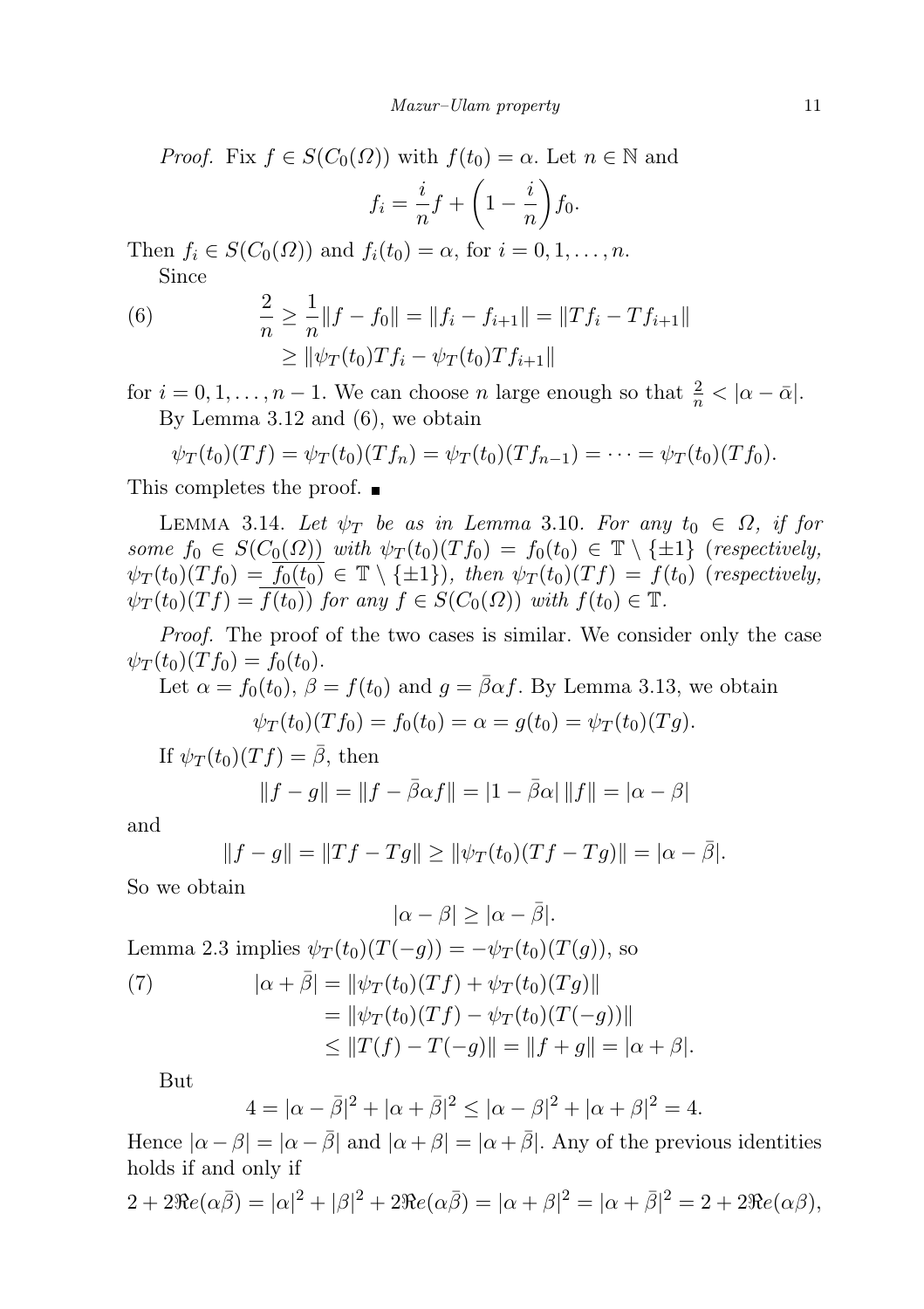*Proof.* Fix $f \in S(C_0(\Omega))$ with $f(t_0) = \alpha$. Let $n \in \mathbb{N}$ and

$$f_i = \frac{i}{n} f + \left(1 - \frac{i}{n}\right) f_0.$$

Then $f_i \in S(C_0(\Omega))$ and $f_i(t_0) = \alpha$, for $i = 0, 1, \dots, n$.

Since

$$\begin{aligned}
\text{(6)} \qquad \frac{2}{n} \geq \frac{1}{n}\|f - f_0\| &= \|f_i - f_{i+1}\| = \|Tf_i - Tf_{i+1}\| \\
&\geq \|\psi_T(t_0) Tf_i - \psi_T(t_0) Tf_{i+1}\|
\end{aligned}$$

for $i = 0, 1, \dots, n-1$. We can choose $n$ large enough so that $\frac{2}{n} < |\alpha - \bar{\alpha}|$.

By Lemma 3.12 and (6), we obtain

$$\psi_T(t_0)(Tf) = \psi_T(t_0)(Tf_n) = \psi_T(t_0)(Tf_{n-1}) = \cdots = \psi_T(t_0)(Tf_0).$$

This completes the proof. ∎

LEMMA 3.14. *Let $\psi_T$ be as in Lemma* 3.10. *For any $t_0 \in \Omega$, if for some $f_0 \in S(C_0(\Omega))$ with $\psi_T(t_0)(Tf_0) = f_0(t_0) \in \mathbb{T} \setminus \{\pm 1\}$ (respectively, $\psi_T(t_0)(Tf_0) = \overline{f_0(t_0)} \in \mathbb{T} \setminus \{\pm 1\}$), then $\psi_T(t_0)(Tf) = f(t_0)$ (respectively, $\psi_T(t_0)(Tf) = \overline{f(t_0)}$) for any $f \in S(C_0(\Omega))$ with $f(t_0) \in \mathbb{T}$.*

*Proof.* The proof of the two cases is similar. We consider only the case $\psi_T(t_0)(Tf_0) = f_0(t_0)$.

Let $\alpha = f_0(t_0)$, $\beta = f(t_0)$ and $g = \bar{\beta}\alpha f$. By Lemma 3.13, we obtain

$$\psi_T(t_0)(Tf_0) = f_0(t_0) = \alpha = g(t_0) = \psi_T(t_0)(Tg).$$

If $\psi_T(t_0)(Tf) = \bar{\beta}$, then

$$\|f - g\| = \|f - \bar{\beta}\alpha f\| = |1 - \bar{\beta}\alpha|\, \|f\| = |\alpha - \beta|$$

and

$$\|f - g\| = \|Tf - Tg\| \geq \|\psi_T(t_0)(Tf - Tg)\| = |\alpha - \bar{\beta}|.$$

So we obtain

$$|\alpha - \beta| \geq |\alpha - \bar{\beta}|.$$

Lemma 2.3 implies $\psi_T(t_0)(T(-g)) = -\psi_T(t_0)(T(g))$, so

$$\begin{aligned}
\text{(7)} \qquad |\alpha + \bar{\beta}| &= \|\psi_T(t_0)(Tf) + \psi_T(t_0)(Tg)\| \\
&= \|\psi_T(t_0)(Tf) - \psi_T(t_0)(T(-g))\| \\
&\leq \|T(f) - T(-g)\| = \|f + g\| = |\alpha + \beta|.
\end{aligned}$$

But

$$4 = |\alpha - \bar{\beta}|^2 + |\alpha + \bar{\beta}|^2 \leq |\alpha - \beta|^2 + |\alpha + \beta|^2 = 4.$$

Hence $|\alpha - \beta| = |\alpha - \bar{\beta}|$ and $|\alpha + \beta| = |\alpha + \bar{\beta}|$. Any of the previous identities holds if and only if

$$2 + 2\Re e(\alpha\bar{\beta}) = |\alpha|^2 + |\beta|^2 + 2\Re e(\alpha\bar{\beta}) = |\alpha + \beta|^2 = |\alpha + \bar{\beta}|^2 = 2 + 2\Re e(\alpha\beta),$$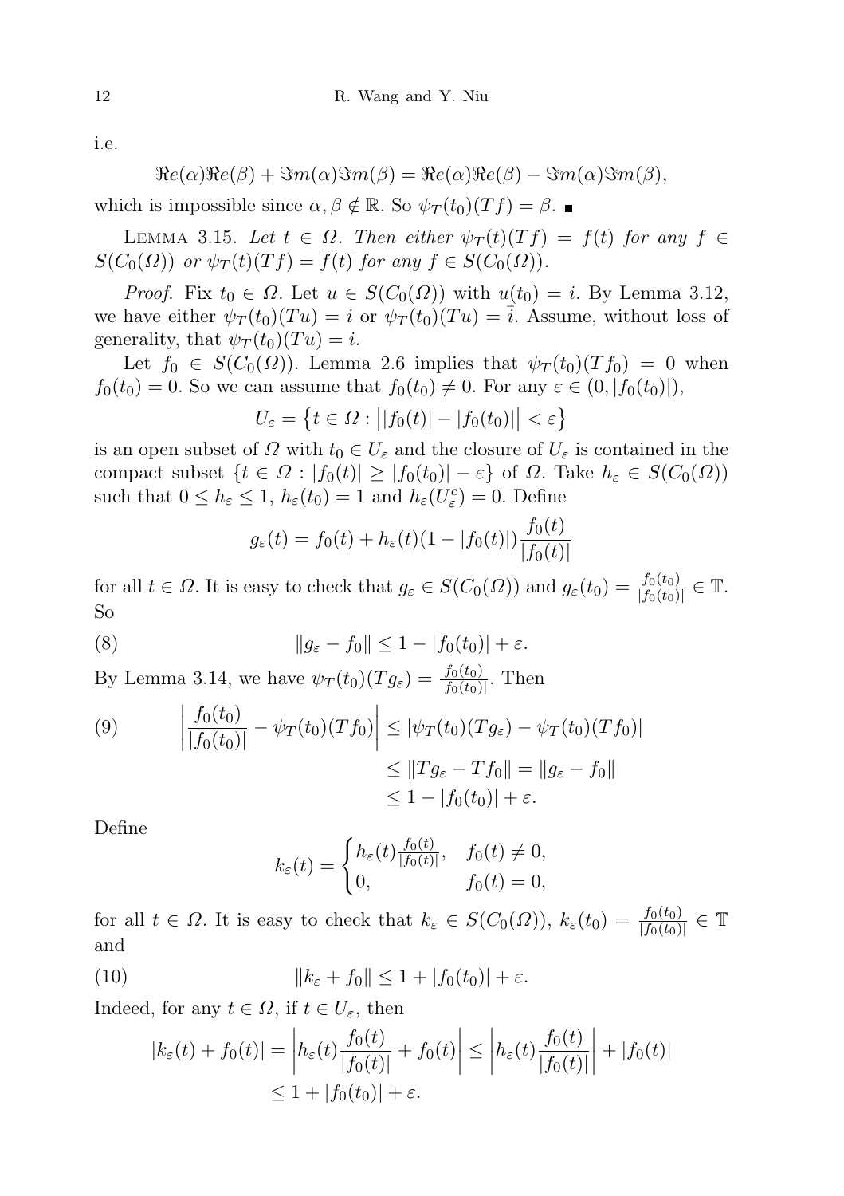i.e.

$$\Re e(\alpha)\Re e(\beta) + \Im m(\alpha)\Im m(\beta) = \Re e(\alpha)\Re e(\beta) - \Im m(\alpha)\Im m(\beta),$$

which is impossible since $\alpha, \beta \notin \mathbb{R}$. So $\psi_T(t_0)(Tf) = \beta$. ∎

LEMMA 3.15. *Let $t \in \Omega$. Then either $\psi_T(t)(Tf) = f(t)$ for any $f \in S(C_0(\Omega))$ or $\psi_T(t)(Tf) = \overline{f(t)}$ for any $f \in S(C_0(\Omega))$.*

*Proof.* Fix $t_0 \in \Omega$. Let $u \in S(C_0(\Omega))$ with $u(t_0) = i$. By Lemma 3.12, we have either $\psi_T(t_0)(Tu) = i$ or $\psi_T(t_0)(Tu) = \bar{i}$. Assume, without loss of generality, that $\psi_T(t_0)(Tu) = i$.

Let $f_0 \in S(C_0(\Omega))$. Lemma 2.6 implies that $\psi_T(t_0)(Tf_0) = 0$ when $f_0(t_0) = 0$. So we can assume that $f_0(t_0) \neq 0$. For any $\varepsilon \in (0, |f_0(t_0)|)$,

$$U_\varepsilon = \{t \in \Omega : \big||f_0(t)| - |f_0(t_0)|\big| < \varepsilon\}$$

is an open subset of $\Omega$ with $t_0 \in U_\varepsilon$ and the closure of $U_\varepsilon$ is contained in the compact subset $\{t \in \Omega : |f_0(t)| \geq |f_0(t_0)| - \varepsilon\}$ of $\Omega$. Take $h_\varepsilon \in S(C_0(\Omega))$ such that $0 \leq h_\varepsilon \leq 1$, $h_\varepsilon(t_0) = 1$ and $h_\varepsilon(U_\varepsilon^c) = 0$. Define

$$g_\varepsilon(t) = f_0(t) + h_\varepsilon(t)(1 - |f_0(t)|)\frac{f_0(t)}{|f_0(t)|}$$

for all $t \in \Omega$. It is easy to check that $g_\varepsilon \in S(C_0(\Omega))$ and $g_\varepsilon(t_0) = \frac{f_0(t_0)}{|f_0(t_0)|} \in \mathbb{T}$. So

$$\|g_\varepsilon - f_0\| \leq 1 - |f_0(t_0)| + \varepsilon. \tag{8}$$

By Lemma 3.14, we have $\psi_T(t_0)(Tg_\varepsilon) = \frac{f_0(t_0)}{|f_0(t_0)|}$. Then

$$\begin{aligned} \left|\frac{f_0(t_0)}{|f_0(t_0)|} - \psi_T(t_0)(Tf_0)\right| &\leq |\psi_T(t_0)(Tg_\varepsilon) - \psi_T(t_0)(Tf_0)| \\ &\leq \|Tg_\varepsilon - Tf_0\| = \|g_\varepsilon - f_0\| \\ &\leq 1 - |f_0(t_0)| + \varepsilon. \end{aligned} \tag{9}$$

Define

$$k_\varepsilon(t) = \begin{cases} h_\varepsilon(t)\frac{f_0(t)}{|f_0(t)|}, & f_0(t) \neq 0, \\ 0, & f_0(t) = 0, \end{cases}$$

for all $t \in \Omega$. It is easy to check that $k_\varepsilon \in S(C_0(\Omega))$, $k_\varepsilon(t_0) = \frac{f_0(t_0)}{|f_0(t_0)|} \in \mathbb{T}$ and

$$\|k_\varepsilon + f_0\| \leq 1 + |f_0(t_0)| + \varepsilon. \tag{10}$$

Indeed, for any $t \in \Omega$, if $t \in U_\varepsilon$, then

$$\begin{aligned} |k_\varepsilon(t) + f_0(t)| &= \left|h_\varepsilon(t)\frac{f_0(t)}{|f_0(t)|} + f_0(t)\right| \leq \left|h_\varepsilon(t)\frac{f_0(t)}{|f_0(t)|}\right| + |f_0(t)| \\ &\leq 1 + |f_0(t_0)| + \varepsilon. \end{aligned}$$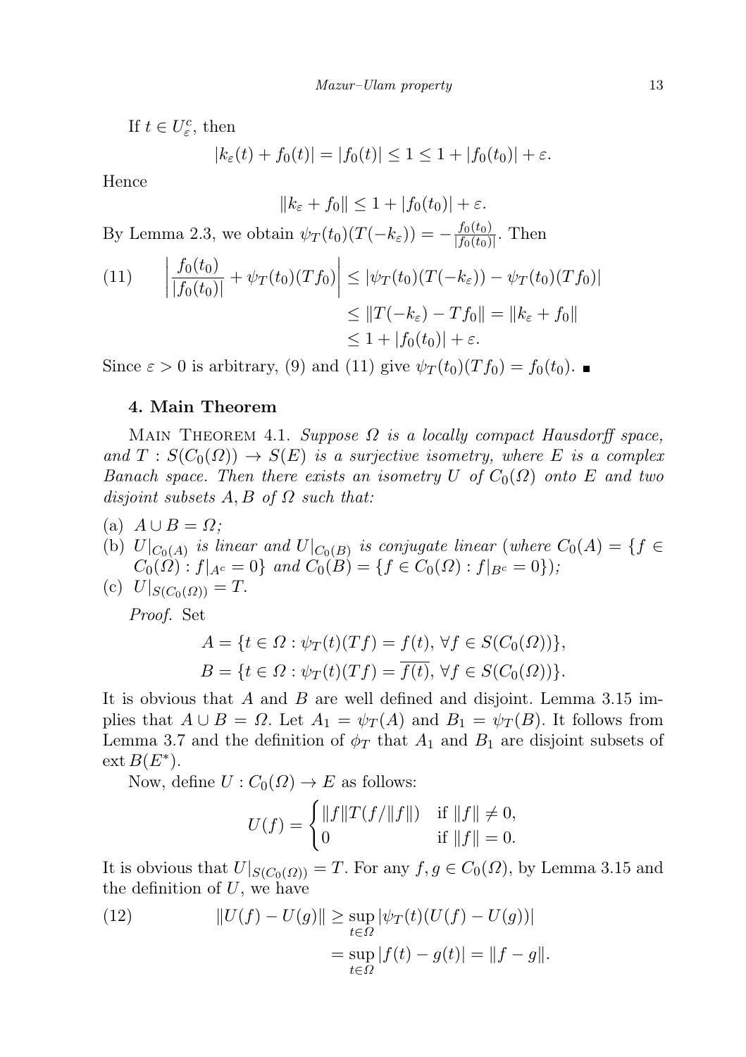If $t \in U_\varepsilon^c$, then

$$|k_\varepsilon(t) + f_0(t)| = |f_0(t)| \le 1 \le 1 + |f_0(t_0)| + \varepsilon.$$

Hence

$$\|k_\varepsilon + f_0\| \le 1 + |f_0(t_0)| + \varepsilon.$$

By Lemma 2.3, we obtain $\psi_T(t_0)(T(-k_\varepsilon)) = -\frac{f_0(t_0)}{|f_0(t_0)|}$. Then

$$\begin{aligned}
(11) \qquad \left|\frac{f_0(t_0)}{|f_0(t_0)|} + \psi_T(t_0)(Tf_0)\right| &\le |\psi_T(t_0)(T(-k_\varepsilon)) - \psi_T(t_0)(Tf_0)| \\
&\le \|T(-k_\varepsilon) - Tf_0\| = \|k_\varepsilon + f_0\| \\
&\le 1 + |f_0(t_0)| + \varepsilon.
\end{aligned}$$

Since $\varepsilon > 0$ is arbitrary, (9) and (11) give $\psi_T(t_0)(Tf_0) = f_0(t_0)$. ∎

## 4. Main Theorem

MAIN THEOREM 4.1. *Suppose $\Omega$ is a locally compact Hausdorff space, and $T : S(C_0(\Omega)) \to S(E)$ is a surjective isometry, where $E$ is a complex Banach space. Then there exists an isometry $U$ of $C_0(\Omega)$ onto $E$ and two disjoint subsets $A, B$ of $\Omega$ such that:*

(a) $A \cup B = \Omega$;
(b) $U|_{C_0(A)}$ *is linear and* $U|_{C_0(B)}$ *is conjugate linear* (*where* $C_0(A) = \{f \in C_0(\Omega) : f|_{A^c} = 0\}$ *and* $C_0(B) = \{f \in C_0(\Omega) : f|_{B^c} = 0\}$);
(c) $U|_{S(C_0(\Omega))} = T$.

*Proof.* Set

$$A = \{t \in \Omega : \psi_T(t)(Tf) = f(t),\ \forall f \in S(C_0(\Omega))\},$$
$$B = \{t \in \Omega : \psi_T(t)(Tf) = \overline{f(t)},\ \forall f \in S(C_0(\Omega))\}.$$

It is obvious that $A$ and $B$ are well defined and disjoint. Lemma 3.15 implies that $A \cup B = \Omega$. Let $A_1 = \psi_T(A)$ and $B_1 = \psi_T(B)$. It follows from Lemma 3.7 and the definition of $\phi_T$ that $A_1$ and $B_1$ are disjoint subsets of $\operatorname{ext} B(E^*)$.

Now, define $U : C_0(\Omega) \to E$ as follows:

$$U(f) = \begin{cases} \|f\| T(f/\|f\|) & \text{if } \|f\| \ne 0, \\ 0 & \text{if } \|f\| = 0. \end{cases}$$

It is obvious that $U|_{S(C_0(\Omega))} = T$. For any $f, g \in C_0(\Omega)$, by Lemma 3.15 and the definition of $U$, we have

$$\begin{aligned}
(12) \qquad \|U(f) - U(g)\| &\ge \sup_{t\in\Omega} |\psi_T(t)(U(f) - U(g))| \\
&= \sup_{t\in\Omega} |f(t) - g(t)| = \|f - g\|.
\end{aligned}$$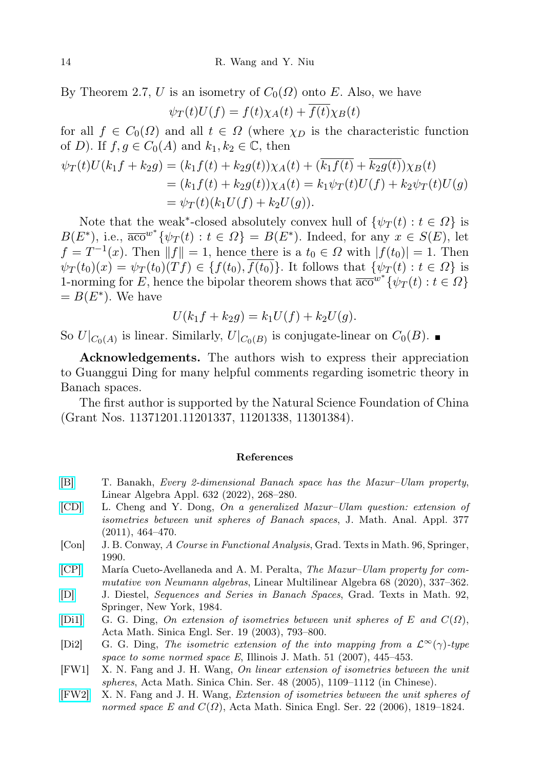By Theorem 2.7, $U$ is an isometry of $C_0(\Omega)$ onto $E$. Also, we have

$$\psi_T(t)U(f) = f(t)\chi_A(t) + \overline{f(t)}\chi_B(t)$$

for all $f \in C_0(\Omega)$ and all $t \in \Omega$ (where $\chi_D$ is the characteristic function of $D$). If $f, g \in C_0(A)$ and $k_1, k_2 \in \mathbb{C}$, then

$$\begin{aligned}
\psi_T(t)U(k_1 f + k_2 g) &= (k_1 f(t) + k_2 g(t))\chi_A(t) + (\overline{k_1 f(t)} + \overline{k_2 g(t)})\chi_B(t) \\
&= (k_1 f(t) + k_2 g(t))\chi_A(t) = k_1 \psi_T(t)U(f) + k_2 \psi_T(t)U(g) \\
&= \psi_T(t)(k_1 U(f) + k_2 U(g)).
\end{aligned}$$

Note that the weak*-closed absolutely convex hull of $\{\psi_T(t) : t \in \Omega\}$ is $B(E^*)$, i.e., $\overline{\mathrm{aco}}^{w^*}\{\psi_T(t) : t \in \Omega\} = B(E^*)$. Indeed, for any $x \in S(E)$, let $f = T^{-1}(x)$. Then $\|f\| = 1$, hence there is a $t_0 \in \Omega$ with $|f(t_0)| = 1$. Then $\psi_T(t_0)(x) = \psi_T(t_0)(Tf) \in \{f(t_0), \overline{f(t_0)}\}$. It follows that $\{\psi_T(t) : t \in \Omega\}$ is 1-norming for $E$, hence the bipolar theorem shows that $\overline{\mathrm{aco}}^{w^*}\{\psi_T(t) : t \in \Omega\} = B(E^*)$. We have

$$U(k_1 f + k_2 g) = k_1 U(f) + k_2 U(g).$$

So $U|_{C_0(A)}$ is linear. Similarly, $U|_{C_0(B)}$ is conjugate-linear on $C_0(B)$. ∎

**Acknowledgements.** The authors wish to express their appreciation to Guanggui Ding for many helpful comments regarding isometric theory in Banach spaces.

The first author is supported by the Natural Science Foundation of China (Grant Nos. 11371201.11201337, 11201338, 11301384).

## References

- [B] T. Banakh, *Every 2-dimensional Banach space has the Mazur–Ulam property*, Linear Algebra Appl. 632 (2022), 268–280.
- [CD] L. Cheng and Y. Dong, *On a generalized Mazur–Ulam question: extension of isometries between unit spheres of Banach spaces*, J. Math. Anal. Appl. 377 (2011), 464–470.
- [Con] J. B. Conway, *A Course in Functional Analysis*, Grad. Texts in Math. 96, Springer, 1990.
- [CP] María Cueto-Avellaneda and A. M. Peralta, *The Mazur–Ulam property for commutative von Neumann algebras*, Linear Multilinear Algebra 68 (2020), 337–362.
- [D] J. Diestel, *Sequences and Series in Banach Spaces*, Grad. Texts in Math. 92, Springer, New York, 1984.
- [Di1] G. G. Ding, *On extension of isometries between unit spheres of $E$ and $C(\Omega)$*, Acta Math. Sinica Engl. Ser. 19 (2003), 793–800.
- [Di2] G. G. Ding, *The isometric extension of the into mapping from a $\mathcal{L}^\infty(\gamma)$-type space to some normed space $E$*, Illinois J. Math. 51 (2007), 445–453.
- [FW1] X. N. Fang and J. H. Wang, *On linear extension of isometries between the unit spheres*, Acta Math. Sinica Chin. Ser. 48 (2005), 1109–1112 (in Chinese).
- [FW2] X. N. Fang and J. H. Wang, *Extension of isometries between the unit spheres of normed space $E$ and $C(\Omega)$*, Acta Math. Sinica Engl. Ser. 22 (2006), 1819–1824.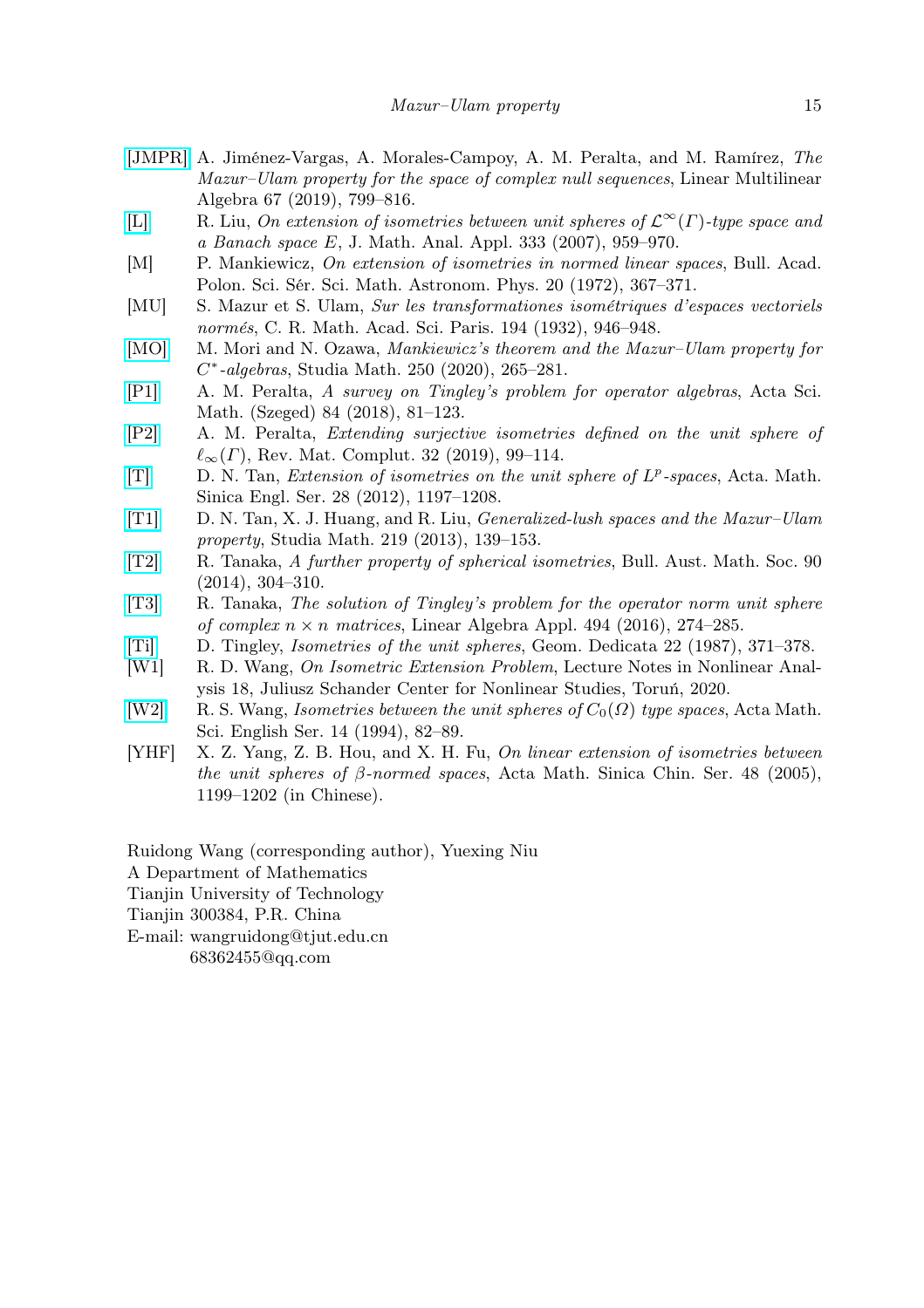[JMPR] A. Jiménez-Vargas, A. Morales-Campoy, A. M. Peralta, and M. Ramírez, *The Mazur–Ulam property for the space of complex null sequences*, Linear Multilinear Algebra 67 (2019), 799–816.

[L] R. Liu, *On extension of isometries between unit spheres of $\mathcal{L}^\infty(\Gamma)$-type space and a Banach space $E$*, J. Math. Anal. Appl. 333 (2007), 959–970.

[M] P. Mankiewicz, *On extension of isometries in normed linear spaces*, Bull. Acad. Polon. Sci. Sér. Sci. Math. Astronom. Phys. 20 (1972), 367–371.

[MU] S. Mazur et S. Ulam, *Sur les transformationes isométriques d'espaces vectoriels normés*, C. R. Math. Acad. Sci. Paris. 194 (1932), 946–948.

[MO] M. Mori and N. Ozawa, *Mankiewicz's theorem and the Mazur–Ulam property for $C^*$-algebras*, Studia Math. 250 (2020), 265–281.

[P1] A. M. Peralta, *A survey on Tingley's problem for operator algebras*, Acta Sci. Math. (Szeged) 84 (2018), 81–123.

[P2] A. M. Peralta, *Extending surjective isometries defined on the unit sphere of $\ell_\infty(\Gamma)$*, Rev. Mat. Complut. 32 (2019), 99–114.

[T] D. N. Tan, *Extension of isometries on the unit sphere of $L^p$-spaces*, Acta. Math. Sinica Engl. Ser. 28 (2012), 1197–1208.

[T1] D. N. Tan, X. J. Huang, and R. Liu, *Generalized-lush spaces and the Mazur–Ulam property*, Studia Math. 219 (2013), 139–153.

[T2] R. Tanaka, *A further property of spherical isometries*, Bull. Aust. Math. Soc. 90 (2014), 304–310.

[T3] R. Tanaka, *The solution of Tingley's problem for the operator norm unit sphere of complex $n \times n$ matrices*, Linear Algebra Appl. 494 (2016), 274–285.

[Ti] D. Tingley, *Isometries of the unit spheres*, Geom. Dedicata 22 (1987), 371–378.

[W1] R. D. Wang, *On Isometric Extension Problem*, Lecture Notes in Nonlinear Analysis 18, Juliusz Schander Center for Nonlinear Studies, Toruń, 2020.

[W2] R. S. Wang, *Isometries between the unit spheres of $C_0(\Omega)$ type spaces*, Acta Math. Sci. English Ser. 14 (1994), 82–89.

[YHF] X. Z. Yang, Z. B. Hou, and X. H. Fu, *On linear extension of isometries between the unit spheres of $\beta$-normed spaces*, Acta Math. Sinica Chin. Ser. 48 (2005), 1199–1202 (in Chinese).

Ruidong Wang (corresponding author), Yuexing Niu
A Department of Mathematics
Tianjin University of Technology
Tianjin 300384, P.R. China
E-mail: wangruidong@tjut.edu.cn
68362455@qq.com